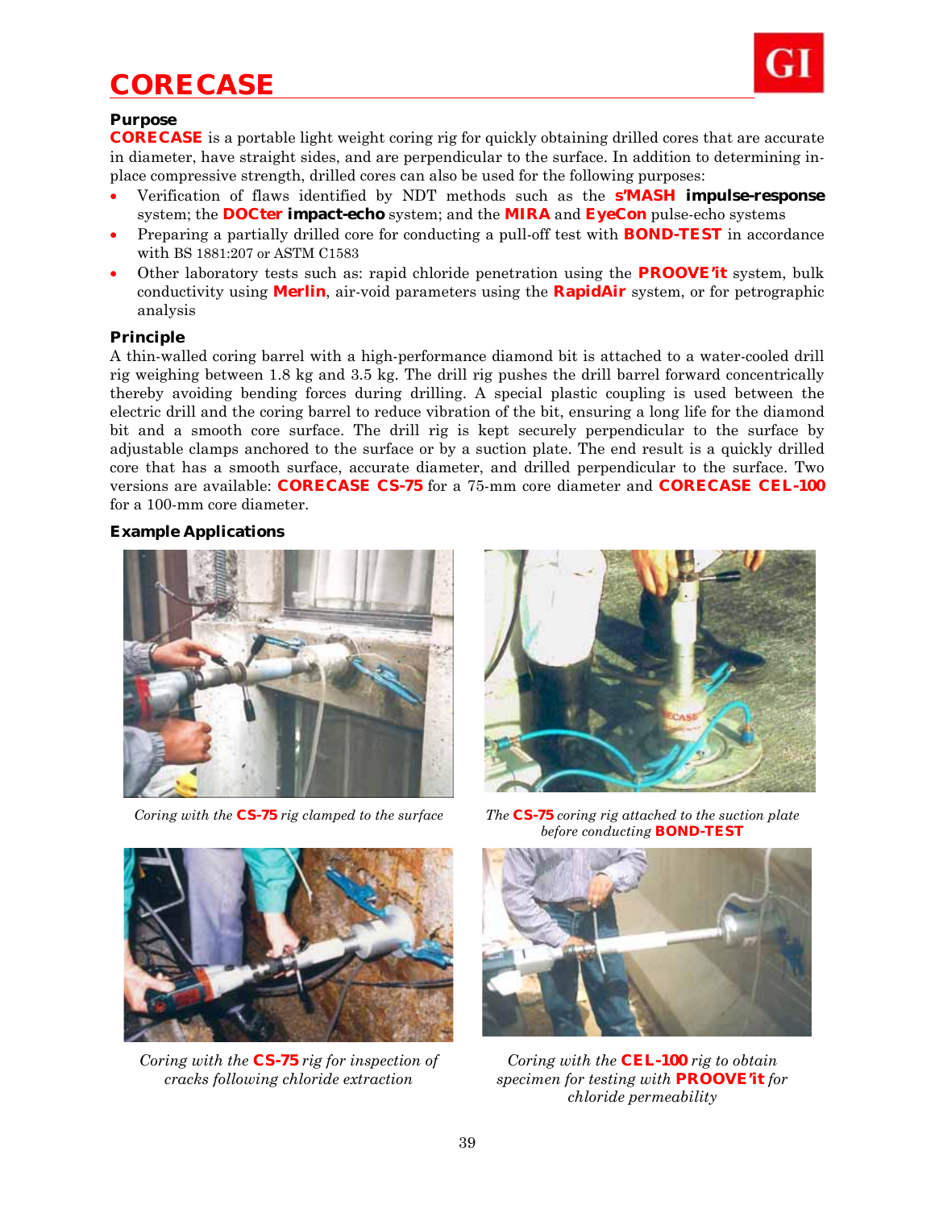# CORECASE

### Purpose

**CORECASE** is a portable light weight coring rig for quickly obtaining drilled cores that are accurate in diameter, have straight sides, and are perpendicular to the surface. In addition to determining in-place compressive strength, drilled cores can also be used for the following purposes:

- Verification of flaws identified by NDT methods such as the **s'MASH impulse-response** system; the **DOCter impact-echo** system; and the **MIRA** and **EyeCon** pulse-echo systems
- Preparing a partially drilled core for conducting a pull-off test with **BOND-TEST** in accordance with BS 1881:207 or ASTM C1583
- Other laboratory tests such as: rapid chloride penetration using the **PROOVE'it** system, bulk conductivity using **Merlin**, air-void parameters using the **RapidAir** system, or for petrographic analysis

### Principle

A thin-walled coring barrel with a high-performance diamond bit is attached to a water-cooled drill rig weighing between 1.8 kg and 3.5 kg. The drill rig pushes the drill barrel forward concentrically thereby avoiding bending forces during drilling. A special plastic coupling is used between the electric drill and the coring barrel to reduce vibration of the bit, ensuring a long life for the diamond bit and a smooth core surface. The drill rig is kept securely perpendicular to the surface by adjustable clamps anchored to the surface or by a suction plate. The end result is a quickly drilled core that has a smooth surface, accurate diameter, and drilled perpendicular to the surface. Two versions are available: **CORECASE CS-75** for a 75-mm core diameter and **CORECASE CEL-100** for a 100-mm core diameter.

### Example Applications

*Coring with the **CS-75** rig clamped to the surface*

*The **CS-75** coring rig attached to the suction plate before conducting **BOND-TEST***

*Coring with the **CS-75** rig for inspection of cracks following chloride extraction*

*Coring with the **CEL-100** rig to obtain specimen for testing with **PROOVE'it** for chloride permeability*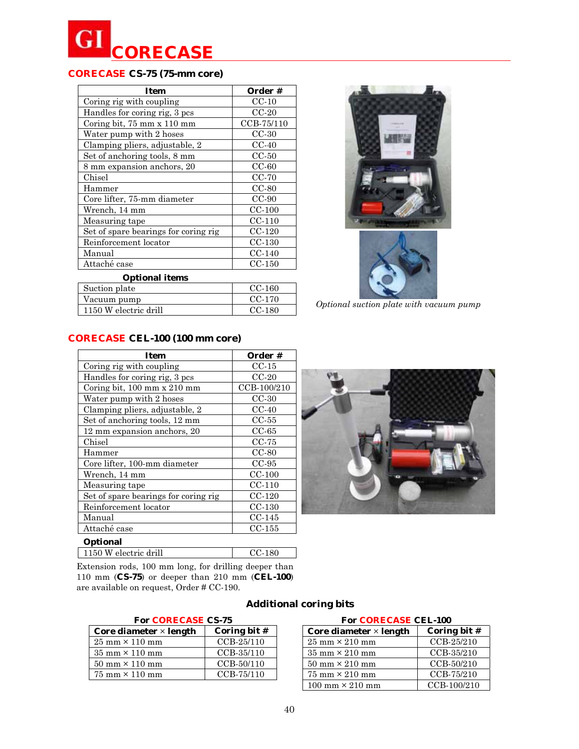# GI CORECASE

## CORECASE CS-75 (75-mm core)

| Item | Order # |
|---|---|
| Coring rig with coupling | CC-10 |
| Handles for coring rig, 3 pcs | CC-20 |
| Coring bit, 75 mm x 110 mm | CCB-75/110 |
| Water pump with 2 hoses | CC-30 |
| Clamping pliers, adjustable, 2 | CC-40 |
| Set of anchoring tools, 8 mm | CC-50 |
| 8 mm expansion anchors, 20 | CC-60 |
| Chisel | CC-70 |
| Hammer | CC-80 |
| Core lifter, 75-mm diameter | CC-90 |
| Wrench, 14 mm | CC-100 |
| Measuring tape | CC-110 |
| Set of spare bearings for coring rig | CC-120 |
| Reinforcement locator | CC-130 |
| Manual | CC-140 |
| Attaché case | CC-150 |
| **Optional items** | |
| Suction plate | CC-160 |
| Vacuum pump | CC-170 |
| 1150 W electric drill | CC-180 |

*Optional suction plate with vacuum pump*

## CORECASE CEL-100 (100 mm core)

| Item | Order # |
|---|---|
| Coring rig with coupling | CC-15 |
| Handles for coring rig, 3 pcs | CC-20 |
| Coring bit, 100 mm x 210 mm | CCB-100/210 |
| Water pump with 2 hoses | CC-30 |
| Clamping pliers, adjustable, 2 | CC-40 |
| Set of anchoring tools, 12 mm | CC-55 |
| 12 mm expansion anchors, 20 | CC-65 |
| Chisel | CC-75 |
| Hammer | CC-80 |
| Core lifter, 100-mm diameter | CC-95 |
| Wrench, 14 mm | CC-100 |
| Measuring tape | CC-110 |
| Set of spare bearings for coring rig | CC-120 |
| Reinforcement locator | CC-130 |
| Manual | CC-145 |
| Attaché case | CC-155 |
| **Optional** | |
| 1150 W electric drill | CC-180 |

Extension rods, 100 mm long, for drilling deeper than 110 mm (**CS-75**) or deeper than 210 mm (**CEL-100**) are available on request, Order # CC-190.

### Additional coring bits

**For CORECASE CS-75**

| Core diameter × length | Coring bit # |
|---|---|
| 25 mm × 110 mm | CCB-25/110 |
| 35 mm × 110 mm | CCB-35/110 |
| 50 mm × 110 mm | CCB-50/110 |
| 75 mm × 110 mm | CCB-75/110 |

**For CORECASE CEL-100**

| Core diameter × length | Coring bit # |
|---|---|
| 25 mm × 210 mm | CCB-25/210 |
| 35 mm × 210 mm | CCB-35/210 |
| 50 mm × 210 mm | CCB-50/210 |
| 75 mm × 210 mm | CCB-75/210 |
| 100 mm × 210 mm | CCB-100/210 |